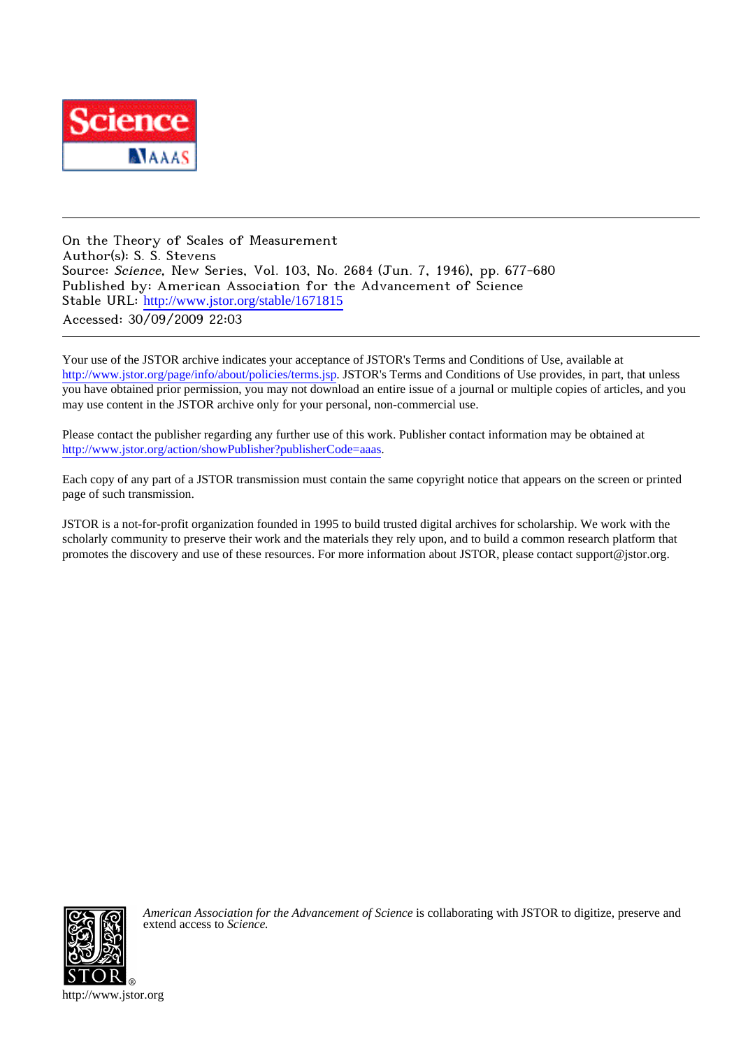On the Theory of Scales of Measurement
Author(s): S. S. Stevens
Source: *Science*, New Series, Vol. 103, No. 2684 (Jun. 7, 1946), pp. 677-680
Published by: American Association for the Advancement of Science
Stable URL: http://www.jstor.org/stable/1671815
Accessed: 30/09/2009 22:03

---

Your use of the JSTOR archive indicates your acceptance of JSTOR's Terms and Conditions of Use, available at http://www.jstor.org/page/info/about/policies/terms.jsp. JSTOR's Terms and Conditions of Use provides, in part, that unless you have obtained prior permission, you may not download an entire issue of a journal or multiple copies of articles, and you may use content in the JSTOR archive only for your personal, non-commercial use.

Please contact the publisher regarding any further use of this work. Publisher contact information may be obtained at http://www.jstor.org/action/showPublisher?publisherCode=aaas.

Each copy of any part of a JSTOR transmission must contain the same copyright notice that appears on the screen or printed page of such transmission.

JSTOR is a not-for-profit organization founded in 1995 to build trusted digital archives for scholarship. We work with the scholarly community to preserve their work and the materials they rely upon, and to build a common research platform that promotes the discovery and use of these resources. For more information about JSTOR, please contact support@jstor.org.

*American Association for the Advancement of Science* is collaborating with JSTOR to digitize, preserve and extend access to *Science.*

http://www.jstor.org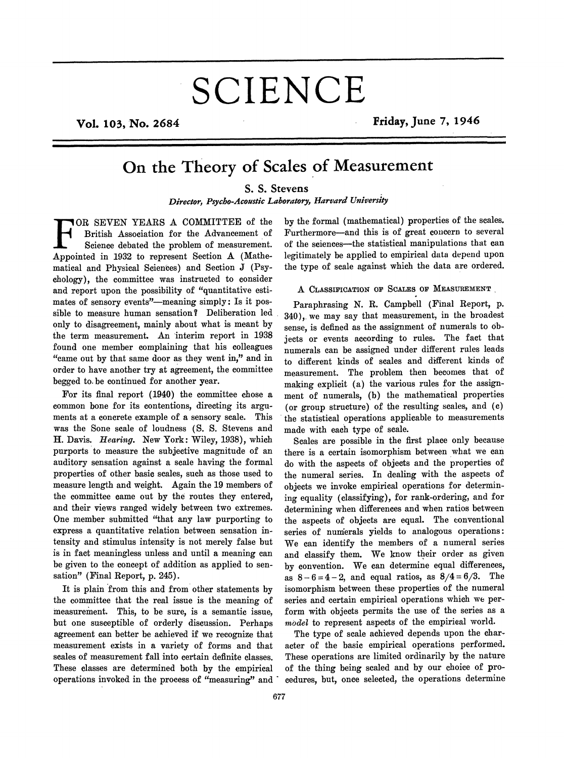# SCIENCE

# On the Theory of Scales of Measurement

S. S. Stevens

*Director, Psycho-Acoustic Laboratory, Harvard University*

For seven years a committee of the British Association for the Advancement of Science debated the problem of measurement. Appointed in 1932 to represent Section A (Mathematical and Physical Sciences) and Section J (Psychology), the committee was instructed to consider and report upon the possibility of "quantitative estimates of sensory events"—meaning simply: Is it possible to measure human sensation? Deliberation led only to disagreement, mainly about what is meant by the term measurement. An interim report in 1938 found one member complaining that his colleagues "came out by that same door as they went in," and in order to have another try at agreement, the committee begged to be continued for another year.

For its final report (1940) the committee chose a common bone for its contentions, directing its arguments at a concrete example of a sensory scale. This was the Sone scale of loudness (S. S. Stevens and H. Davis. *Hearing*. New York: Wiley, 1938), which purports to measure the subjective magnitude of an auditory sensation against a scale having the formal properties of other basic scales, such as those used to measure length and weight. Again the 19 members of the committee came out by the routes they entered, and their views ranged widely between two extremes. One member submitted "that any law purporting to express a quantitative relation between sensation intensity and stimulus intensity is not merely false but is in fact meaningless unless and until a meaning can be given to the concept of addition as applied to sensation" (Final Report, p. 245).

It is plain from this and from other statements by the committee that the real issue is the meaning of measurement. This, to be sure, is a semantic issue, but one susceptible of orderly discussion. Perhaps agreement can better be achieved if we recognize that measurement exists in a variety of forms and that scales of measurement fall into certain definite classes. These classes are determined both by the empirical operations invoked in the process of "measuring" and by the formal (mathematical) properties of the scales. Furthermore—and this is of great concern to several of the sciences—the statistical manipulations that can legitimately be applied to empirical data depend upon the type of scale against which the data are ordered.

## A Classification of Scales of Measurement

Paraphrasing N. R. Campbell (Final Report, p. 340), we may say that measurement, in the broadest sense, is defined as the assignment of numerals to objects or events according to rules. The fact that numerals can be assigned under different rules leads to different kinds of scales and different kinds of measurement. The problem then becomes that of making explicit (a) the various rules for the assignment of numerals, (b) the mathematical properties (or group structure) of the resulting scales, and (c) the statistical operations applicable to measurements made with each type of scale.

Scales are possible in the first place only because there is a certain isomorphism between what we can do with the aspects of objects and the properties of the numeral series. In dealing with the aspects of objects we invoke empirical operations for determining equality (classifying), for rank-ordering, and for determining when differences and when ratios between the aspects of objects are equal. The conventional series of numerals yields to analogous operations: We can identify the members of a numeral series and classify them. We know their order as given by convention. We can determine equal differences, as $8-6=4-2$, and equal ratios, as $8/4=6/3$. The isomorphism between these properties of the numeral series and certain empirical operations which we perform with objects permits the use of the series as a *model* to represent aspects of the empirical world.

The type of scale achieved depends upon the character of the basic empirical operations performed. These operations are limited ordinarily by the nature of the thing being scaled and by our choice of procedures, but, once selected, the operations determine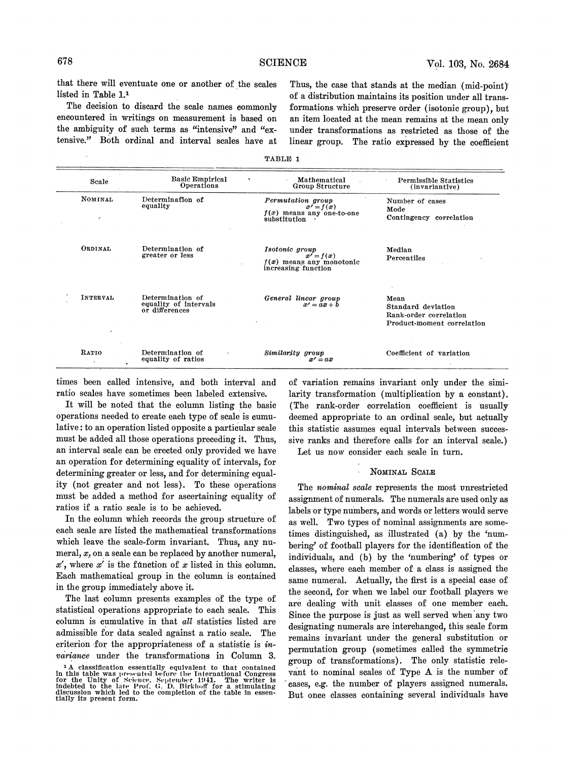that there will eventuate one or another of the scales listed in Table 1.[1]

The decision to discard the scale names commonly encountered in writings on measurement is based on the ambiguity of such terms as "intensive" and "extensive." Both ordinal and interval scales have at times been called intensive, and both interval and ratio scales have sometimes been labeled extensive.

It will be noted that the column listing the basic operations needed to create each type of scale is cumulative: to an operation listed opposite a particular scale must be added all those operations preceding it. Thus, an interval scale can be erected only provided we have an operation for determining equality of intervals, for determining greater or less, and for determining equality (not greater and not less). To these operations must be added a method for ascertaining equality of ratios if a ratio scale is to be achieved.

In the column which records the group structure of each scale are listed the mathematical transformations which leave the scale-form invariant. Thus, any numeral, $x$, on a scale can be replaced by another numeral, $x'$, where $x'$ is the function of $x$ listed in this column. Each mathematical group in the column is contained in the group immediately above it.

The last column presents examples of the type of statistical operations appropriate to each scale. This column is cumulative in that *all* statistics listed are admissible for data scaled against a ratio scale. The criterion for the appropriateness of a statistic is *invariance* under the transformations in Column 3. Thus, the case that stands at the median (mid-point) of a distribution maintains its position under all transformations which preserve order (isotonic group), but an item located at the mean remains at the mean only under transformations as restricted as those of the linear group. The ratio expressed by the coefficient of variation remains invariant only under the similarity transformation (multiplication by a constant). (The rank-order correlation coefficient is usually deemed appropriate to an ordinal scale, but actually this statistic assumes equal intervals between successive ranks and therefore calls for an interval scale.)

TABLE 1

| Scale | Basic Empirical Operations | Mathematical Group Structure | Permissible Statistics (invariantive) |
|---|---|---|---|
| NOMINAL | Determination of equality | *Permutation group* $x' = f(x)$ $f(x)$ means any one-to-one substitution | Number of cases<br>Mode<br>Contingency correlation |
| ORDINAL | Determination of greater or less | *Isotonic group* $x' = f(x)$ $f(x)$ means any monotonic increasing function | Median<br>Percentiles |
| INTERVAL | Determination of equality of intervals or differences | *General linear group* $x' = ax + b$ | Mean<br>Standard deviation<br>Rank-order correlation<br>Product-moment correlation |
| RATIO | Determination of equality of ratios | *Similarity group* $x' = ax$ | Coefficient of variation |

Let us now consider each scale in turn.

## NOMINAL SCALE

The *nominal scale* represents the most unrestricted assignment of numerals. The numerals are used only as labels or type numbers, and words or letters would serve as well. Two types of nominal assignments are sometimes distinguished, as illustrated (a) by the 'numbering' of football players for the identification of the individuals, and (b) by the 'numbering' of types or classes, where each member of a class is assigned the same numeral. Actually, the first is a special case of the second, for when we label our football players we are dealing with unit classes of one member each. Since the purpose is just as well served when any two designating numerals are interchanged, this scale form remains invariant under the general substitution or permutation group (sometimes called the symmetric group of transformations). The only statistic relevant to nominal scales of Type A is the number of cases, e.g. the number of players assigned numerals. But once classes containing several individuals have

[1] A classification essentially equivalent to that contained in this table was presented before the International Congress for the Unity of Science, September 1941. The writer is indebted to the late Prof. G. D. Birkhoff for a stimulating discussion which led to the completion of the table in essentially its present form.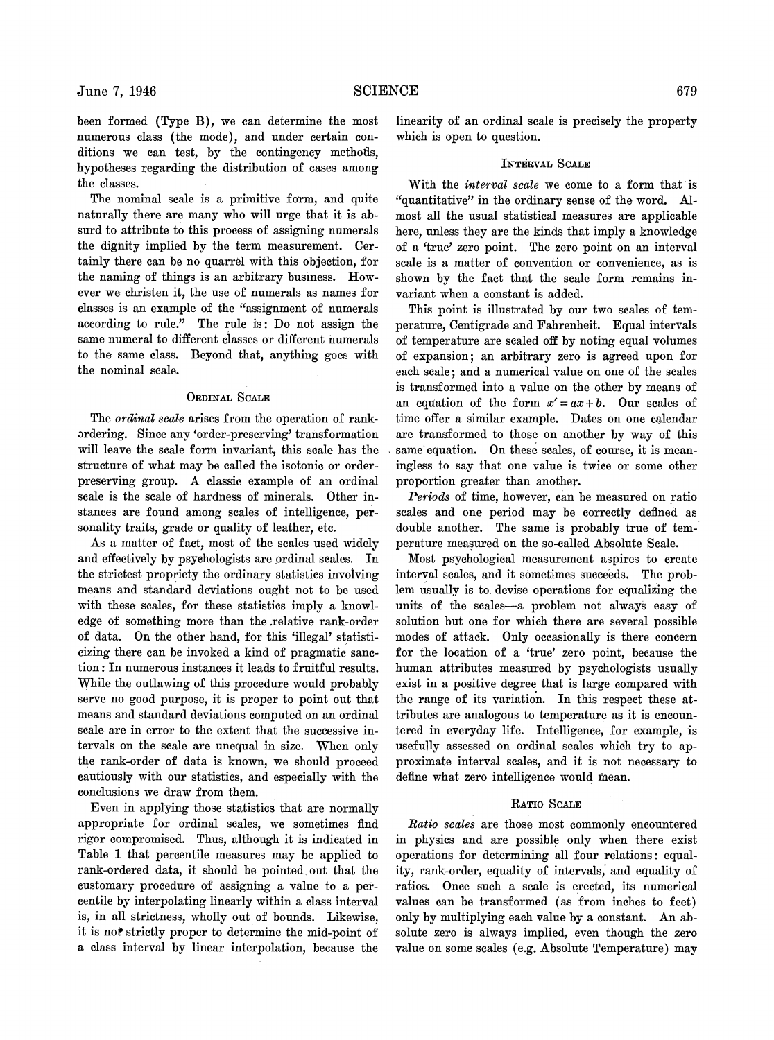been formed (Type B), we can determine the most numerous class (the mode), and under certain conditions we can test, by the contingency methods, hypotheses regarding the distribution of cases among the classes.

The nominal scale is a primitive form, and quite naturally there are many who will urge that it is absurd to attribute to this process of assigning numerals the dignity implied by the term measurement. Certainly there can be no quarrel with this objection, for the naming of things is an arbitrary business. However we christen it, the use of numerals as names for classes is an example of the "assignment of numerals according to rule." The rule is: Do not assign the same numeral to different classes or different numerals to the same class. Beyond that, anything goes with the nominal scale.

### Ordinal Scale

The *ordinal scale* arises from the operation of rank-ordering. Since any 'order-preserving' transformation will leave the scale form invariant, this scale has the structure of what may be called the isotonic or order-preserving group. A classic example of an ordinal scale is the scale of hardness of minerals. Other instances are found among scales of intelligence, personality traits, grade or quality of leather, etc.

As a matter of fact, most of the scales used widely and effectively by psychologists are ordinal scales. In the strictest propriety the ordinary statistics involving means and standard deviations ought not to be used with these scales, for these statistics imply a knowledge of something more than the relative rank-order of data. On the other hand, for this 'illegal' statisticizing there can be invoked a kind of pragmatic sanction: In numerous instances it leads to fruitful results. While the outlawing of this procedure would probably serve no good purpose, it is proper to point out that means and standard deviations computed on an ordinal scale are in error to the extent that the successive intervals on the scale are unequal in size. When only the rank-order of data is known, we should proceed cautiously with our statistics, and especially with the conclusions we draw from them.

Even in applying those statistics that are normally appropriate for ordinal scales, we sometimes find rigor compromised. Thus, although it is indicated in Table 1 that percentile measures may be applied to rank-ordered data, it should be pointed out that the customary procedure of assigning a value to a percentile by interpolating linearly within a class interval is, in all strictness, wholly out of bounds. Likewise, it is not strictly proper to determine the mid-point of a class interval by linear interpolation, because the linearity of an ordinal scale is precisely the property which is open to question.

### Interval Scale

With the *interval scale* we come to a form that is "quantitative" in the ordinary sense of the word. Almost all the usual statistical measures are applicable here, unless they are the kinds that imply a knowledge of a 'true' zero point. The zero point on an interval scale is a matter of convention or convenience, as is shown by the fact that the scale form remains invariant when a constant is added.

This point is illustrated by our two scales of temperature, Centigrade and Fahrenheit. Equal intervals of temperature are scaled off by noting equal volumes of expansion; an arbitrary zero is agreed upon for each scale; and a numerical value on one of the scales is transformed into a value on the other by means of an equation of the form $x' = ax + b$. Our scales of time offer a similar example. Dates on one calendar are transformed to those on another by way of this same equation. On these scales, of course, it is meaningless to say that one value is twice or some other proportion greater than another.

*Periods* of time, however, can be measured on ratio scales and one period may be correctly defined as double another. The same is probably true of temperature measured on the so-called Absolute Scale.

Most psychological measurement aspires to create interval scales, and it sometimes succeeds. The problem usually is to devise operations for equalizing the units of the scales—a problem not always easy of solution but one for which there are several possible modes of attack. Only occasionally is there concern for the location of a 'true' zero point, because the human attributes measured by psychologists usually exist in a positive degree that is large compared with the range of its variation. In this respect these attributes are analogous to temperature as it is encountered in everyday life. Intelligence, for example, is usefully assessed on ordinal scales which try to approximate interval scales, and it is not necessary to define what zero intelligence would mean.

### Ratio Scale

*Ratio scales* are those most commonly encountered in physics and are possible only when there exist operations for determining all four relations: equality, rank-order, equality of intervals, and equality of ratios. Once such a scale is erected, its numerical values can be transformed (as from inches to feet) only by multiplying each value by a constant. An absolute zero is always implied, even though the zero value on some scales (e.g. Absolute Temperature) may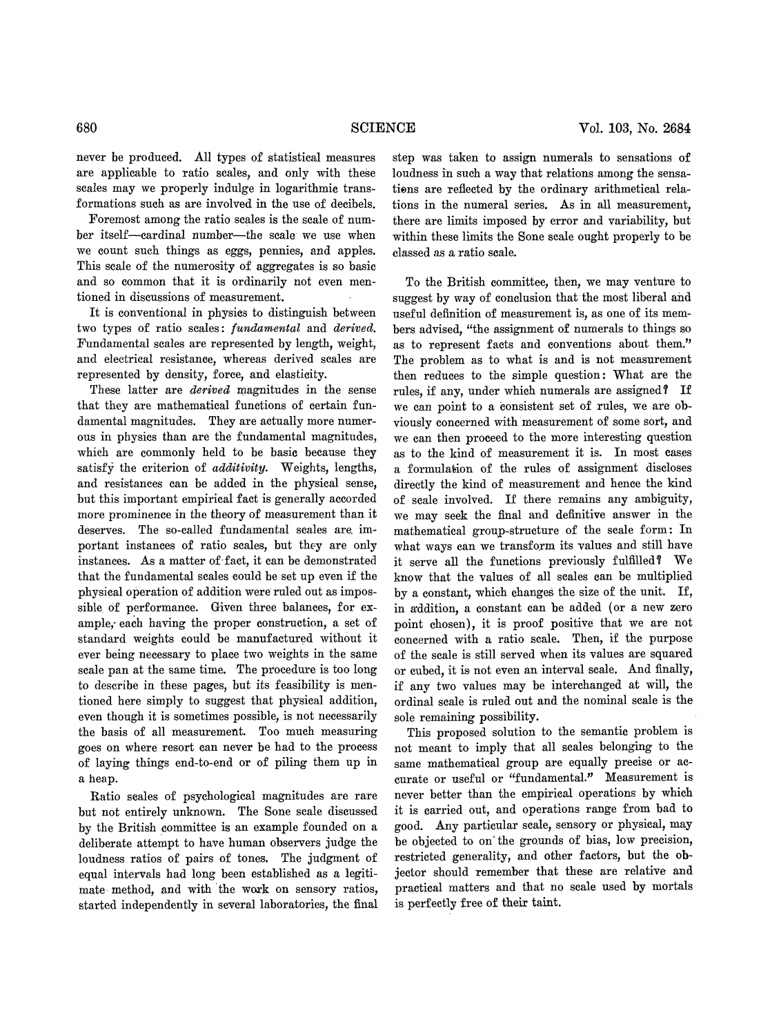never be produced. All types of statistical measures are applicable to ratio scales, and only with these scales may we properly indulge in logarithmic transformations such as are involved in the use of decibels.

Foremost among the ratio scales is the scale of number itself—cardinal number—the scale we use when we count such things as eggs, pennies, and apples. This scale of the numerosity of aggregates is so basic and so common that it is ordinarily not even mentioned in discussions of measurement.

It is conventional in physics to distinguish between two types of ratio scales: *fundamental* and *derived*. Fundamental scales are represented by length, weight, and electrical resistance, whereas derived scales are represented by density, force, and elasticity.

These latter are *derived* magnitudes in the sense that they are mathematical functions of certain fundamental magnitudes. They are actually more numerous in physics than are the fundamental magnitudes, which are commonly held to be basic because they satisfy the criterion of *additivity*. Weights, lengths, and resistances can be added in the physical sense, but this important empirical fact is generally accorded more prominence in the theory of measurement than it deserves. The so-called fundamental scales are important instances of ratio scales, but they are only instances. As a matter of fact, it can be demonstrated that the fundamental scales could be set up even if the physical operation of addition were ruled out as impossible of performance. Given three balances, for example, each having the proper construction, a set of standard weights could be manufactured without it ever being necessary to place two weights in the same scale pan at the same time. The procedure is too long to describe in these pages, but its feasibility is mentioned here simply to suggest that physical addition, even though it is sometimes possible, is not necessarily the basis of all measurement. Too much measuring goes on where resort can never be had to the process of laying things end-to-end or of piling them up in a heap.

Ratio scales of psychological magnitudes are rare but not entirely unknown. The Sone scale discussed by the British committee is an example founded on a deliberate attempt to have human observers judge the loudness ratios of pairs of tones. The judgment of equal intervals had long been established as a legitimate method, and with the work on sensory ratios, started independently in several laboratories, the final step was taken to assign numerals to sensations of loudness in such a way that relations among the sensations are reflected by the ordinary arithmetical relations in the numeral series. As in all measurement, there are limits imposed by error and variability, but within these limits the Sone scale ought properly to be classed as a ratio scale.

To the British committee, then, we may venture to suggest by way of conclusion that the most liberal and useful definition of measurement is, as one of its members advised, "the assignment of numerals to things so as to represent facts and conventions about them." The problem as to what is and is not measurement then reduces to the simple question: What are the rules, if any, under which numerals are assigned? If we can point to a consistent set of rules, we are obviously concerned with measurement of some sort, and we can then proceed to the more interesting question as to the kind of measurement it is. In most cases a formulation of the rules of assignment discloses directly the kind of measurement and hence the kind of scale involved. If there remains any ambiguity, we may seek the final and definitive answer in the mathematical group-structure of the scale form: In what ways can we transform its values and still have it serve all the functions previously fulfilled? We know that the values of all scales can be multiplied by a constant, which changes the size of the unit. If, in addition, a constant can be added (or a new zero point chosen), it is proof positive that we are not concerned with a ratio scale. Then, if the purpose of the scale is still served when its values are squared or cubed, it is not even an interval scale. And finally, if any two values may be interchanged at will, the ordinal scale is ruled out and the nominal scale is the sole remaining possibility.

This proposed solution to the semantic problem is not meant to imply that all scales belonging to the same mathematical group are equally precise or accurate or useful or "fundamental." Measurement is never better than the empirical operations by which it is carried out, and operations range from bad to good. Any particular scale, sensory or physical, may be objected to on the grounds of bias, low precision, restricted generality, and other factors, but the objector should remember that these are relative and practical matters and that no scale used by mortals is perfectly free of their taint.